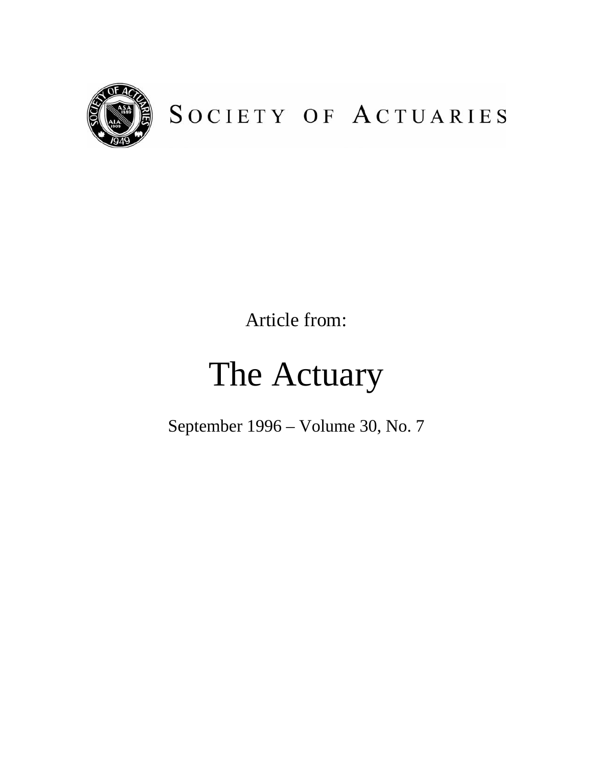SOCIETY OF ACTUARIES

Article from:

# The Actuary

September 1996 – Volume 30, No. 7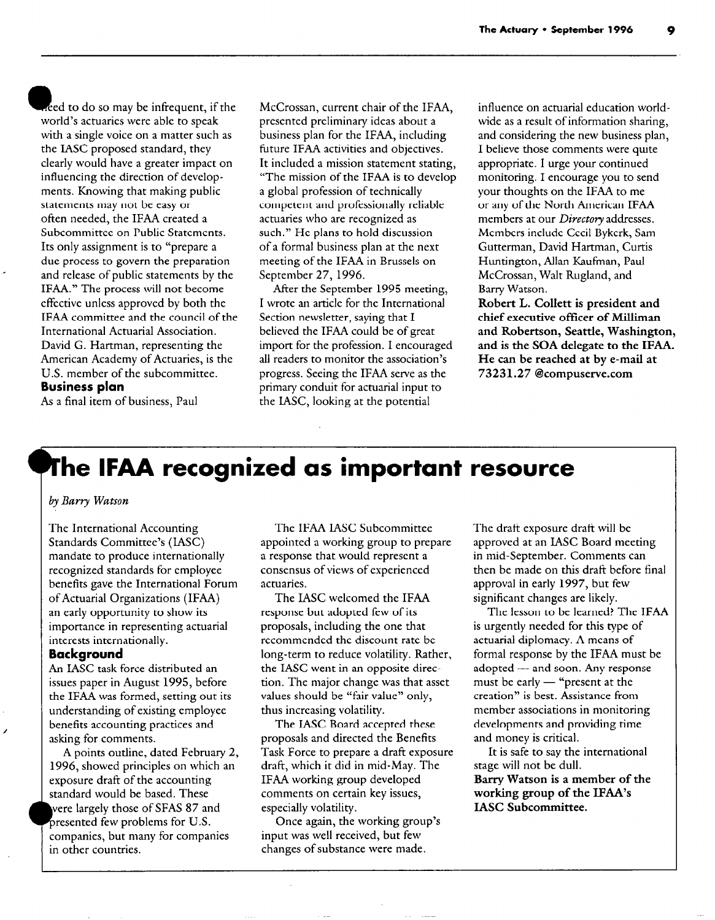need to do so may be infrequent, if the world's actuaries were able to speak with a single voice on a matter such as the IASC proposed standard, they clearly would have a greater impact on influencing the direction of developments. Knowing that making public statements may not be easy or often needed, the IFAA created a Subcommittee on Public Statements. Its only assignment is to "prepare a due process to govern the preparation and release of public statements by the IFAA." The process will not become effective unless approved by both the IFAA committee and the council of the International Actuarial Association. David G. Hartman, representing the American Academy of Actuaries, is the U.S. member of the subcommittee.

### Business plan

As a final item of business, Paul McCrossan, current chair of the IFAA, presented preliminary ideas about a business plan for the IFAA, including future IFAA activities and objectives. It included a mission statement stating, "The mission of the IFAA is to develop a global profession of technically competent and professionally reliable actuaries who are recognized as such." He plans to hold discussion of a formal business plan at the next meeting of the IFAA in Brussels on September 27, 1996.

After the September 1995 meeting, I wrote an article for the International Section newsletter, saying that I believed the IFAA could be of great import for the profession. I encouraged all readers to monitor the association's progress. Seeing the IFAA serve as the primary conduit for actuarial input to the IASC, looking at the potential influence on actuarial education worldwide as a result of information sharing, and considering the new business plan, I believe those comments were quite appropriate. I urge your continued monitoring. I encourage you to send your thoughts on the IFAA to me or any of the North American IFAA members at our *Directory* addresses. Members include Cecil Bykerk, Sam Gutterman, David Hartman, Curtis Huntington, Allan Kaufman, Paul McCrossan, Walt Rugland, and Barry Watson.

**Robert L. Collett is president and chief executive officer of Milliman and Robertson, Seattle, Washington, and is the SOA delegate to the IFAA. He can be reached at by e-mail at 73231.27 @compuserve.com**

# The IFAA recognized as important resource

*by Barry Watson*

The International Accounting Standards Committee's (IASC) mandate to produce internationally recognized standards for employee benefits gave the International Forum of Actuarial Organizations (IFAA) an early opportunity to show its importance in representing actuarial interests internationally.

### Background

An IASC task force distributed an issues paper in August 1995, before the IFAA was formed, setting out its understanding of existing employee benefits accounting practices and asking for comments.

A points outline, dated February 2, 1996, showed principles on which an exposure draft of the accounting standard would be based. These were largely those of SFAS 87 and presented few problems for U.S. companies, but many for companies in other countries.

The IFAA IASC Subcommittee appointed a working group to prepare a response that would represent a consensus of views of experienced actuaries.

The IASC welcomed the IFAA response but adopted few of its proposals, including the one that recommended the discount rate be long-term to reduce volatility. Rather, the IASC went in an opposite direction. The major change was that asset values should be "fair value" only, thus increasing volatility.

The IASC Board accepted these proposals and directed the Benefits Task Force to prepare a draft exposure draft, which it did in mid-May. The IFAA working group developed comments on certain key issues, especially volatility.

Once again, the working group's input was well received, but few changes of substance were made. The draft exposure draft will be approved at an IASC Board meeting in mid-September. Comments can then be made on this draft before final approval in early 1997, but few significant changes are likely.

The lesson to be learned? The IFAA is urgently needed for this type of actuarial diplomacy. A means of formal response by the IFAA must be adopted — and soon. Any response must be early — "present at the creation" is best. Assistance from member associations in monitoring developments and providing time and money is critical.

It is safe to say the international stage will not be dull.

**Barry Watson is a member of the working group of the IFAA's IASC Subcommittee.**